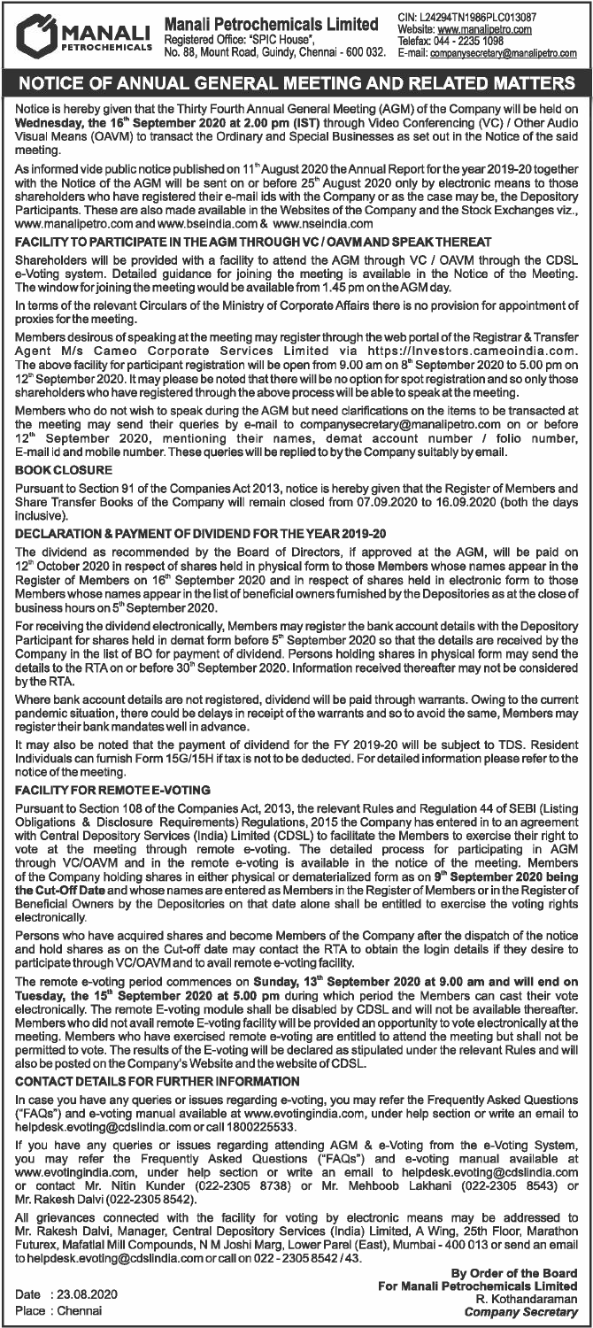**MANALI PETROCHEMICALS**

**Manali Petrochemicals Limited**
Registered Office: "SPIC House",
No. 88, Mount Road, Guindy, Chennai - 600 032.

CIN: L24294TN1986PLC013087
Website: www.manalipetro.com
Telefax: 044 - 2235 1098
E-mail: companysecretary@manalipetro.com

# NOTICE OF ANNUAL GENERAL MEETING AND RELATED MATTERS

Notice is hereby given that the Thirty Fourth Annual General Meeting (AGM) of the Company will be held on **Wednesday, the 16th September 2020 at 2.00 pm (IST)** through Video Conferencing (VC) / Other Audio Visual Means (OAVM) to transact the Ordinary and Special Businesses as set out in the Notice of the said meeting.

As informed vide public notice published on 11th August 2020 the Annual Report for the year 2019-20 together with the Notice of the AGM will be sent on or before 25th August 2020 only by electronic means to those shareholders who have registered their e-mail ids with the Company or as the case may be, the Depository Participants. These are also made available in the Websites of the Company and the Stock Exchanges viz., www.manalipetro.com and www.bseindia.com & www.nseindia.com

### FACILITY TO PARTICIPATE IN THE AGM THROUGH VC / OAVM AND SPEAK THEREAT

Shareholders will be provided with a facility to attend the AGM through VC / OAVM through the CDSL e-Voting system. Detailed guidance for joining the meeting is available in the Notice of the Meeting. The window for joining the meeting would be available from 1.45 pm on the AGM day.

In terms of the relevant Circulars of the Ministry of Corporate Affairs there is no provision for appointment of proxies for the meeting.

Members desirous of speaking at the meeting may register through the web portal of the Registrar & Transfer Agent M/s Cameo Corporate Services Limited via https://investors.cameoindia.com. The above facility for participant registration will be open from 9.00 am on 8th September 2020 to 5.00 pm on 12th September 2020. It may please be noted that there will be no option for spot registration and so only those shareholders who have registered through the above process will be able to speak at the meeting.

Members who do not wish to speak during the AGM but need clarifications on the items to be transacted at the meeting may send their queries by e-mail to companysecretary@manalipetro.com on or before 12th September 2020, mentioning their names, demat account number / folio number, E-mail id and mobile number. These queries will be replied to by the Company suitably by email.

### BOOK CLOSURE

Pursuant to Section 91 of the Companies Act 2013, notice is hereby given that the Register of Members and Share Transfer Books of the Company will remain closed from 07.09.2020 to 16.09.2020 (both the days inclusive).

### DECLARATION & PAYMENT OF DIVIDEND FOR THE YEAR 2019-20

The dividend as recommended by the Board of Directors, if approved at the AGM, will be paid on 12th October 2020 in respect of shares held in physical form to those Members whose names appear in the Register of Members on 16th September 2020 and in respect of shares held in electronic form to those Members whose names appear in the list of beneficial owners furnished by the Depositories as at the close of business hours on 5th September 2020.

For receiving the dividend electronically, Members may register the bank account details with the Depository Participant for shares held in demat form before 5th September 2020 so that the details are received by the Company in the list of BO for payment of dividend. Persons holding shares in physical form may send the details to the RTA on or before 30th September 2020. Information received thereafter may not be considered by the RTA.

Where bank account details are not registered, dividend will be paid through warrants. Owing to the current pandemic situation, there could be delays in receipt of the warrants and so to avoid the same, Members may register their bank mandates well in advance.

It may also be noted that the payment of dividend for the FY 2019-20 will be subject to TDS. Resident Individuals can furnish Form 15G/15H if tax is not to be deducted. For detailed information please refer to the notice of the meeting.

### FACILITY FOR REMOTE E-VOTING

Pursuant to Section 108 of the Companies Act, 2013, the relevant Rules and Regulation 44 of SEBI (Listing Obligations & Disclosure Requirements) Regulations, 2015 the Company has entered in to an agreement with Central Depository Services (India) Limited (CDSL) to facilitate the Members to exercise their right to vote at the meeting through remote e-voting. The detailed process for participating in AGM through VC/OAVM and in the remote e-voting is available in the notice of the meeting. Members of the Company holding shares in either physical or dematerialized form as on **9th September 2020 being the Cut-Off Date** and whose names are entered as Members in the Register of Members or in the Register of Beneficial Owners by the Depositories on that date alone shall be entitled to exercise the voting rights electronically.

Persons who have acquired shares and become Members of the Company after the dispatch of the notice and hold shares as on the Cut-off date may contact the RTA to obtain the login details if they desire to participate through VC/OAVM and to avail remote e-voting facility.

The remote e-voting period commences on **Sunday, 13th September 2020 at 9.00 am and will end on Tuesday, the 15th September 2020 at 5.00 pm** during which period the Members can cast their vote electronically. The remote E-voting module shall be disabled by CDSL and will not be available thereafter. Members who did not avail remote E-voting facility will be provided an opportunity to vote electronically at the meeting. Members who have exercised remote e-voting are entitled to attend the meeting but shall not be permitted to vote. The results of the E-voting will be declared as stipulated under the relevant Rules and will also be posted on the Company's Website and the website of CDSL.

### CONTACT DETAILS FOR FURTHER INFORMATION

In case you have any queries or issues regarding e-voting, you may refer the Frequently Asked Questions ("FAQs") and e-voting manual available at www.evotingindia.com, under help section or write an email to helpdesk.evoting@cdslindia.com or call 1800225533.

If you have any queries or issues regarding attending AGM & e-Voting from the e-Voting System, you may refer the Frequently Asked Questions ("FAQs") and e-voting manual available at www.evotingindia.com, under help section or write an email to helpdesk.evoting@cdslindia.com or contact Mr. Nitin Kunder (022-2305 8738) or Mr. Mehboob Lakhani (022-2305 8543) or Mr. Rakesh Dalvi (022-2305 8542).

All grievances connected with the facility for voting by electronic means may be addressed to Mr. Rakesh Dalvi, Manager, Central Depository Services (India) Limited, A Wing, 25th Floor, Marathon Futurex, Mafatlal Mill Compounds, N M Joshi Marg, Lower Parel (East), Mumbai - 400 013 or send an email to helpdesk.evoting@cdslindia.com or call on 022 - 2305 8542 / 43.

Date : 23.08.2020
Place : Chennai

By Order of the Board
For Manali Petrochemicals Limited
R. Kothandaraman
*Company Secretary*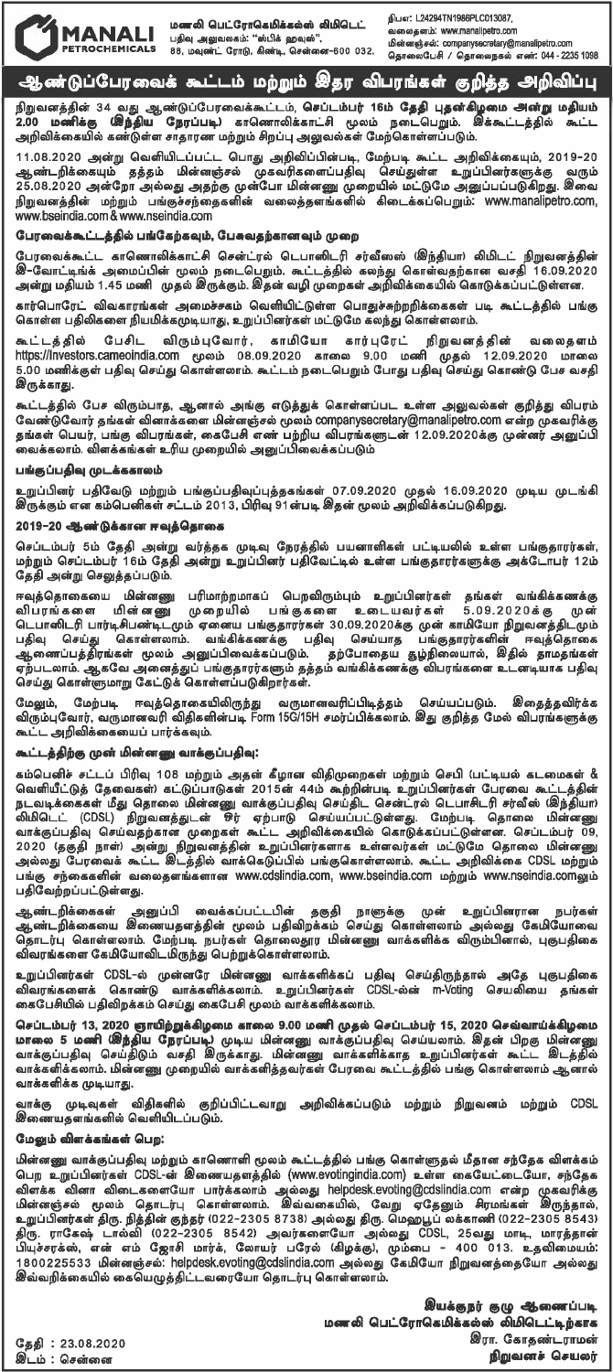**MANALI PETROCHEMICALS**

**மணலி பெட்ரோகெமிக்கல்ஸ் லிமிடெட்**
பதிவு அலுவலகம்: "ஸ்பிக் ஹவுஸ்",
88, மவுண்ட் ரோடு, கிண்டி, சென்னை-600 032.

நிபன: L24294TN1986PLC013087,
வலைதளம்: www.manalipetro.com
மின்னஞ்சல்: companysecretary@manalipetro.com
தொலைபேசி / தொலைநகல் எண்: 044 - 2235 1098

# ஆண்டுப்பேரவைக் கூட்டம் மற்றும் இதர விவரங்கள் குறித்த அறிவிப்பு

நிறுவனத்தின் 34 வது ஆண்டுப்பேரவைக்கூட்டம், **செப்டம்பர் 16ம் தேதி புதன்கிழமை அன்று மதியம் 2.00 மணிக்கு (இந்திய நேரப்படி)** காணொலிக்காட்சி மூலம் நடைபெறும். இக்கூட்டத்தில் கூட்ட அறிவிக்கையில் கண்டுள்ள சாதாரண மற்றும் சிறப்பு அலுவல்கள் மேற்கொள்ளப்படும்.

11.08.2020 அன்று வெளியிடப்பட்ட பொது அறிவிப்பின்படி, மேற்படி கூட்ட அறிவிக்கையும், 2019-20 ஆண்டறிக்கையும் தத்தம் மின்னஞ்சல் முகவரிகளைப்பதிவு செய்துள்ள உறுப்பினர்களுக்கு வரும் 25.08.2020 அன்றோ அல்லது அதற்கு முன்போ மின்னணு முறையில் மட்டுமே அனுப்பப்படுகிறது. இவை நிறுவனத்தின் மற்றும் பங்குச்சந்தைகளின் வலைத்தளங்களில் கிடைக்கப்பெறும்: www.manalipetro.com, www.bseindia.com & www.nseindia.com

### பேரவைக்கூட்டத்தில் பங்கேற்கவும், பேசுவதற்கானவும் முறை

பேரவைக்கூட்டம் காணொலிக்காட்சி சென்ட்ரல் டெபாஸிடரி சர்வீஸஸ் (இந்தியா) லிமிடட் நிறுவனத்தின் இ-வோட்டிங் அமைப்பின் மூலம் நடைபெறும். கூட்டத்தில் கலந்து கொள்வதற்கான வசதி 16.09.2020 அன்று மதியம் 1.45 மணி முதல் இருக்கும். இதன் வழி முறைகள் அறிவிக்கையில் கொடுக்கப்பட்டுள்ளன.

கார்பொரேட் விவகாரங்கள் அமைச்சகம் வெளியிட்டுள்ள பொதுச்சுற்றறிக்கைகள் படி கூட்டத்தில் பங்கு கொள்ள பதிலிகளை நியமிக்கமுடியாது, உறுப்பினர்கள் மட்டுமே கலந்து கொள்ளலாம்.

கூட்டத்தில் பேசிட விரும்புவோர், காமியோ கார்ப்ரேட் நிறுவனத்தின் வலைதளம் https://Investors.cameoindia.com மூலம் 08.09.2020 காலை 9.00 மணி முதல் 12.09.2020 மாலை 5.00 மணிக்குள் பதிவு செய்து கொள்ளலாம். கூட்டம் நடைபெறும் போது பதிவு செய்து கொண்டு பேச வசதி இருக்காது.

கூட்டத்தில் பேச விரும்பாத, ஆனால் அங்கு எடுத்துக் கொள்ளப்பட உள்ள அலுவல்கள் குறித்து விபரம் வேண்டுவோர் தங்கள் வினாக்களை மின்னஞ்சல் மூலம் companysecretary@manalipetro.com என்ற முகவரிக்கு தங்கள் பெயர், பங்கு விபரங்கள், கைபேசி எண் பற்றிய விபரங்களுடன் 12.09.2020க்கு முன்னர் அனுப்பி வைக்கலாம். விளக்கங்கள் உரிய முறையில் அனுப்பிவைக்கப்படும்

### பங்குப்பதிவு முடக்ககாலம்

உறுப்பினர் பதிவேடு மற்றும் பங்குப்பதிவுப்புத்தகங்கள் 07.09.2020 முதல் 16.09.2020 முடிய முடங்கி இருக்கும் என கம்பெனிகள் சட்டம் 2013, பிரிவு 91ன்படி இதன் மூலம் அறிவிக்கப்படுகிறது.

### 2019-20 ஆண்டுக்கான ஈவுத்தொகை

செப்டம்பர் 5ம் தேதி அன்று வர்த்தக முடிவு நேரத்தில் பயனாளிகள் பட்டியலில் உள்ள பங்குதாரர்கள், மற்றும் செப்டம்பர் 16ம் தேதி அன்று உறுப்பினர் பதிவேட்டில் உள்ள பங்குதாரர்களுக்கு அக்டோபர் 12ம் தேதி அன்று செலுத்தப்படும்.

ஈவுத்தொகையை மின்னணு பரிமாற்றமாகப் பெறவிரும்பும் உறுப்பினர்கள் தங்கள் வங்கிக்கணக்கு விபரங்களை மின்னணு முறையில் பங்குகளை உடையவர்கள் 5.09.2020க்கு முன் டெபாஸிடரி பார்டிசிபண்டிடமும் ஏனைய பங்குதாரர்கள் 30.09.2020க்கு முன் காமியோ நிறுவனத்திடமும் பதிவு செய்து கொள்ளலாம். வங்கிக்கணக்கு பதிவு செய்யாத பங்குதாரர்களின் ஈவுத்தொகை ஆணைப்பத்திரங்கள் மூலம் அனுப்பிவைக்கப்படும். தற்போதைய சூழ்நிலையால், இதில் தாமதங்கள் ஏற்படலாம். ஆகவே அனைத்துப் பங்குதாரர்களும் தத்தம் வங்கிக்கணக்கு விபரங்களை உடனடியாக பதிவு செய்து கொள்ளுமாறு கேட்டுக் கொள்ளப்படுகிறார்கள்.

மேலும், மேற்படி ஈவுத்தொகையிலிருந்து வருமானவரிப்பிடித்தம் செய்யப்படும். இதைத்தவிர்க்க விரும்புவோர், வருமானவரி விதிகளின்படி Form 15G/15H சமர்ப்பிக்கலாம். இது குறித்த மேல் விபரங்களுக்கு கூட்ட அறிவிக்கையைப் பார்க்கவும்.

### கூட்டத்திற்கு முன் மின்னணு வாக்குப்பதிவு:

கம்பெனிச் சட்டப் பிரிவு 108 மற்றும் அதன் கீழான விதிமுறைகள் மற்றும் செபி (பட்டியல் கடமைகள் & வெளியீட்டுத் தேவைகள்) கட்டுப்பாடுகள் 2015ன் 44ம் கூற்றின்படி உறுப்பினர்கள் பேரவை கூட்டத்தின் நடவடிக்கைகள் மீது தொலை மின்னணு வாக்குப்பதிவு செய்திட சென்ட்ரல் டெபாஸிடரி சர்வீஸ் (இந்தியா) லிமிடெட் (CDSL) நிறுவனத்துடன் சீர் ஏற்பாடு செய்யப்பட்டுள்ளது. மேற்படி தொலை மின்னணு வாக்குப்பதிவு செய்வதற்கான முறைகள் கூட்ட அறிவிக்கையில் கொடுக்கப்பட்டுள்ளன. செப்டம்பர் 09, 2020 (தகுதி நாள்) அன்று நிறுவனத்தின் உறுப்பினர்களாக உள்ளவர்கள் மட்டுமே தொலை மின்னணு அல்லது பேரவைக் கூட்ட இடத்தில் வாக்கெடுப்பில் பங்குகொள்ளலாம். கூட்ட அறிக்கை CDSL மற்றும் பங்கு சந்தைகளின் வலைதளங்களான www.cdslindia.com, www.bseindia.com மற்றும் www.nseindia.comலும் பதிவேற்றப்பட்டுள்ளது.

ஆண்டறிக்கைகள் அனுப்பி வைக்கப்பட்டபின் தகுதி நாளுக்கு முன் உறுப்பினரான நபர்கள் ஆண்டறிக்கையை இணையதளத்தின் மூலம் பதிவிறக்கம் செய்து கொள்ளலாம் அல்லது கேமியோவை தொடர்பு கொள்ளலாம். மேற்படி நபர்கள் தொலைதூர மின்னணு வாக்களிக்க விரும்பினால், புகுபதிகை விவரங்களை கேமியோவிடமிருந்து பெற்றுக்கொள்ளலாம்.

உறுப்பினர்கள் CDSL-ல் முன்னரே மின்னணு வாக்களிக்கப் பதிவு செய்திருந்தால் அதே புகுபதிகை விவரங்களைக் கொண்டு வாக்களிக்கலாம். உறுப்பினர்கள் CDSL-ன் m-Voting செயலியை தங்கள் கைபேசியில் பதிவிறக்கம் செய்து கைபேசி மூலம் வாக்களிக்கலாம்.

**செப்டம்பர் 13, 2020 ஞாயிற்றுக்கிழமை காலை 9.00 மணி முதல் செப்டம்பர் 15, 2020 செவ்வாய்க்கிழமை மாலை 5 மணி (இந்திய நேரப்படி)** முடிய மின்னணு வாக்குப்பதிவு செய்யலாம். இதன் பிறகு மின்னணு வாக்குப்பதிவு செய்திடும் வசதி இருக்காது. மின்னணு வாக்களிக்காத உறுப்பினர்கள் கூட்ட இடத்தில் வாக்களிக்கலாம். மின்னணு முறையில் வாக்களித்தவர்கள் பேரவை கூட்டத்தில் பங்கு கொள்ளலாம் ஆனால் வாக்களிக்க முடியாது.

வாக்கு முடிவுகள் விதிகளில் குறிப்பிட்டவாறு அறிவிக்கப்படும் மற்றும் நிறுவனம் மற்றும் CDSL இணையதளங்களில் வெளியிடப்படும்.

### மேலும் விளக்கங்கள் பெற:

மின்னணு வாக்குப்பதிவு மற்றும் காணொலி மூலம் கூட்டத்தில் பங்கு கொள்ளுதல் மீதான சந்தேக விளக்கம் பெற உறுப்பினர்கள் CDSL-ன் இணையதளத்தில் (www.evotingindia.com) உள்ள கையேட்டையோ, சந்தேக விளக்க வினா விடைகளையோ பார்க்கலாம் அல்லது helpdesk.evoting@cdslindia.com என்ற முகவரிக்கு மின்னஞ்சல் மூலம் தொடர்பு கொள்ளலாம். இவ்வகையில், வேறு ஏதேனும் சிரமங்கள் இருந்தால், உறுப்பினர்கள் திரு. நித்தின் குந்தர் (022-2305 8738) அல்லது திரு. மெஹ்பூப் லக்கானி (022-2305 8543) திரு. ராகேஷ் டால்வி (022-2305 8542) அவர்களையோ அல்லது CDSL, 25வது மாடி, மாரத்தான் பியூச்சரக்ஸ், என் எம் ஜோசி மார்க், லோயர் பரேல் (கிழக்கு), மும்பை - 400 013. உதவிமையம்: 1800225533 மின்னஞ்சல்: helpdesk.evoting@cdslindia.com அல்லது கேமியோ நிறுவனத்தையோ அல்லது இவ்வறிக்கையில் கையெழுத்திட்டவரையோ தொடர்பு கொள்ளலாம்.

இயக்குநர் குழு ஆணைப்படி
மணலி பெட்ரோகெமிக்கல்ஸ் லிமிடெட்டிற்காக
இரா. கோதண்டராமன்
**நிறுவனச் செயலர்**

தேதி : 23.08.2020
இடம் : சென்னை